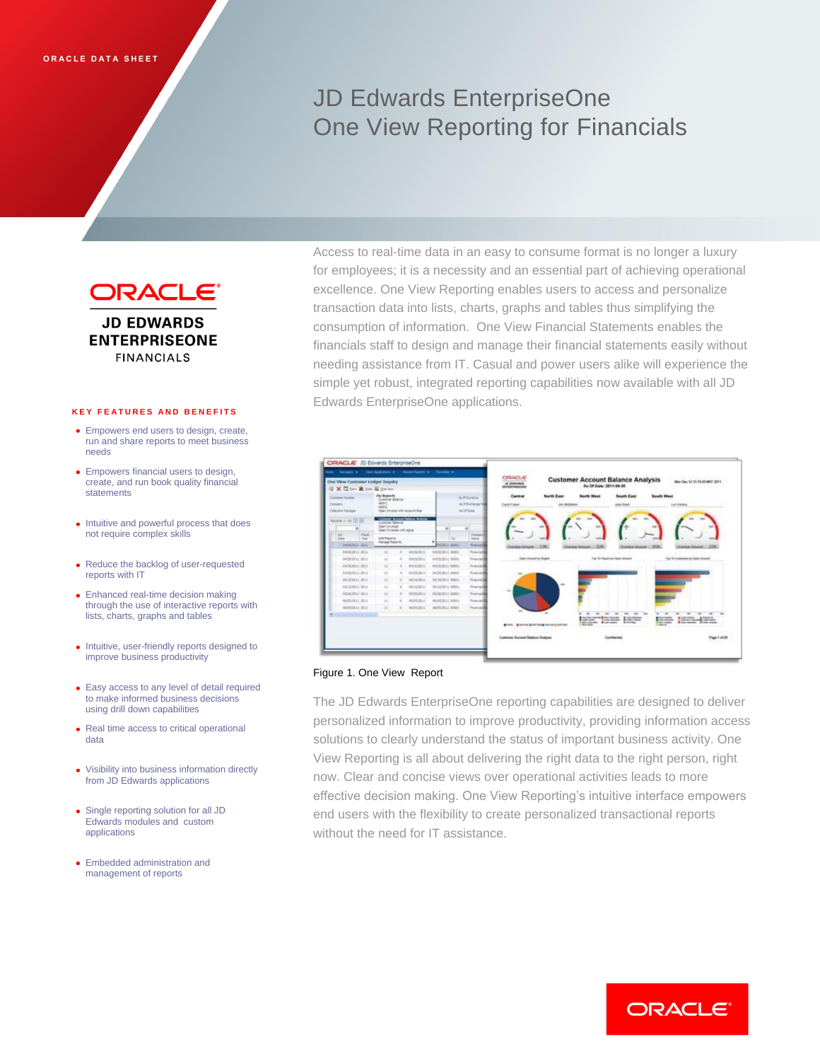ORACLE DATA SHEET

# JD Edwards EnterpriseOne One View Reporting for Financials

ORACLE
JD EDWARDS ENTERPRISEONE
FINANCIALS

## KEY FEATURES AND BENEFITS

- Empowers end users to design, create, run and share reports to meet business needs
- Empowers financial users to design, create, and run book quality financial statements
- Intuitive and powerful process that does not require complex skills
- Reduce the backlog of user-requested reports with IT
- Enhanced real-time decision making through the use of interactive reports with lists, charts, graphs and tables
- Intuitive, user-friendly reports designed to improve business productivity
- Easy access to any level of detail required to make informed business decisions using drill down capabilities
- Real time access to critical operational data
- Visibility into business information directly from JD Edwards applications
- Single reporting solution for all JD Edwards modules and custom applications
- Embedded administration and management of reports

Access to real-time data in an easy to consume format is no longer a luxury for employees; it is a necessity and an essential part of achieving operational excellence. One View Reporting enables users to access and personalize transaction data into lists, charts, graphs and tables thus simplifying the consumption of information. One View Financial Statements enables the financials staff to design and manage their financial statements easily without needing assistance from IT. Casual and power users alike will experience the simple yet robust, integrated reporting capabilities now available with all JD Edwards EnterpriseOne applications.

Figure 1. One View Report

The JD Edwards EnterpriseOne reporting capabilities are designed to deliver personalized information to improve productivity, providing information access solutions to clearly understand the status of important business activity. One View Reporting is all about delivering the right data to the right person, right now. Clear and concise views over operational activities leads to more effective decision making. One View Reporting's intuitive interface empowers end users with the flexibility to create personalized transactional reports without the need for IT assistance.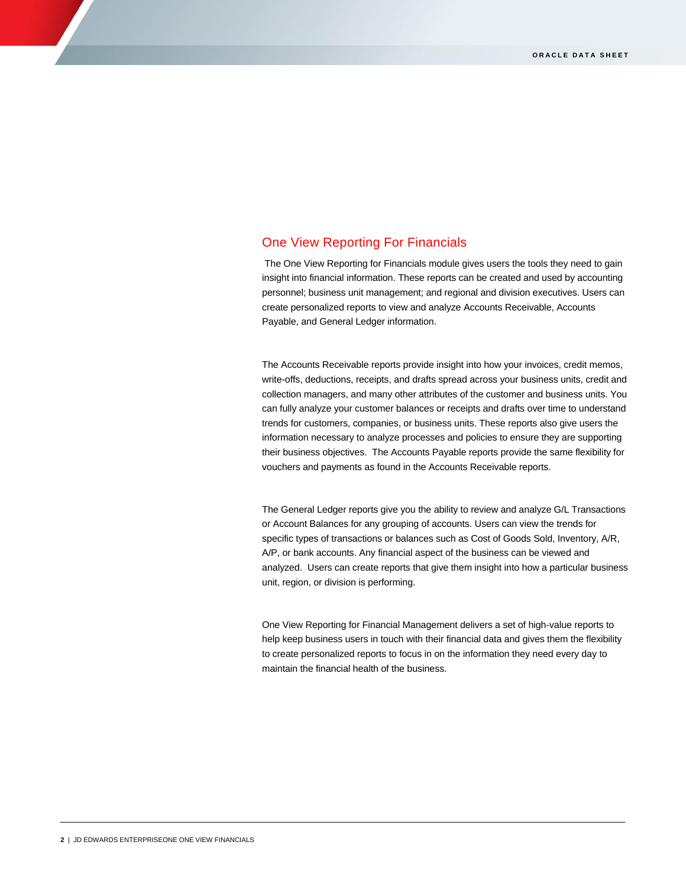## One View Reporting For Financials

The One View Reporting for Financials module gives users the tools they need to gain insight into financial information. These reports can be created and used by accounting personnel; business unit management; and regional and division executives. Users can create personalized reports to view and analyze Accounts Receivable, Accounts Payable, and General Ledger information.

The Accounts Receivable reports provide insight into how your invoices, credit memos, write-offs, deductions, receipts, and drafts spread across your business units, credit and collection managers, and many other attributes of the customer and business units. You can fully analyze your customer balances or receipts and drafts over time to understand trends for customers, companies, or business units. These reports also give users the information necessary to analyze processes and policies to ensure they are supporting their business objectives. The Accounts Payable reports provide the same flexibility for vouchers and payments as found in the Accounts Receivable reports.

The General Ledger reports give you the ability to review and analyze G/L Transactions or Account Balances for any grouping of accounts. Users can view the trends for specific types of transactions or balances such as Cost of Goods Sold, Inventory, A/R, A/P, or bank accounts. Any financial aspect of the business can be viewed and analyzed. Users can create reports that give them insight into how a particular business unit, region, or division is performing.

One View Reporting for Financial Management delivers a set of high-value reports to help keep business users in touch with their financial data and gives them the flexibility to create personalized reports to focus in on the information they need every day to maintain the financial health of the business.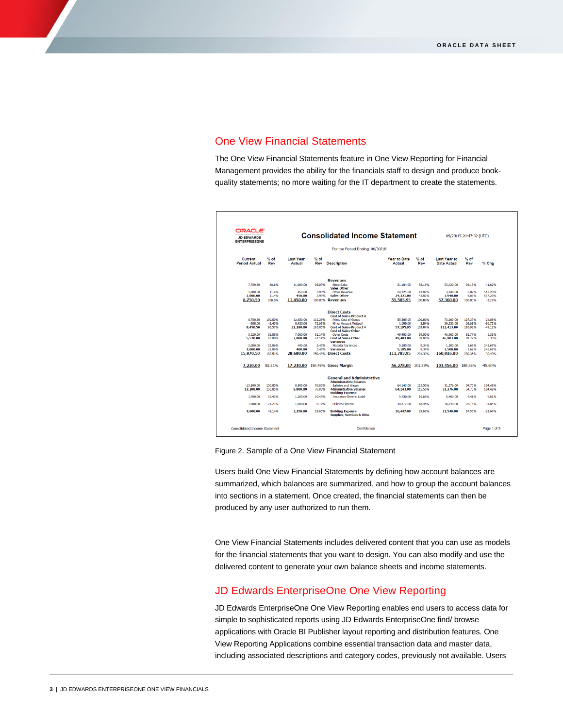## One View Financial Statements

The One View Financial Statements feature in One View Reporting for Financial Management provides the ability for the financials staff to design and produce book-quality statements; no more waiting for the IT department to create the statements.

Figure 2. Sample of a One View Financial Statement

Users build One View Financial Statements by defining how account balances are summarized, which balances are summarized, and how to group the account balances into sections in a statement. Once created, the financial statements can then be produced by any user authorized to run them.

One View Financial Statements includes delivered content that you can use as models for the financial statements that you want to design. You can also modify and use the delivered content to generate your own balance sheets and income statements.

## JD Edwards EnterpriseOne One View Reporting

JD Edwards EnterpriseOne One View Reporting enables end users to access data for simple to sophisticated reports using JD Edwards EnterpriseOne find/ browse applications with Oracle BI Publisher layout reporting and distribution features. One View Reporting Applications combine essential transaction data and master data, including associated descriptions and category codes, previously not available. Users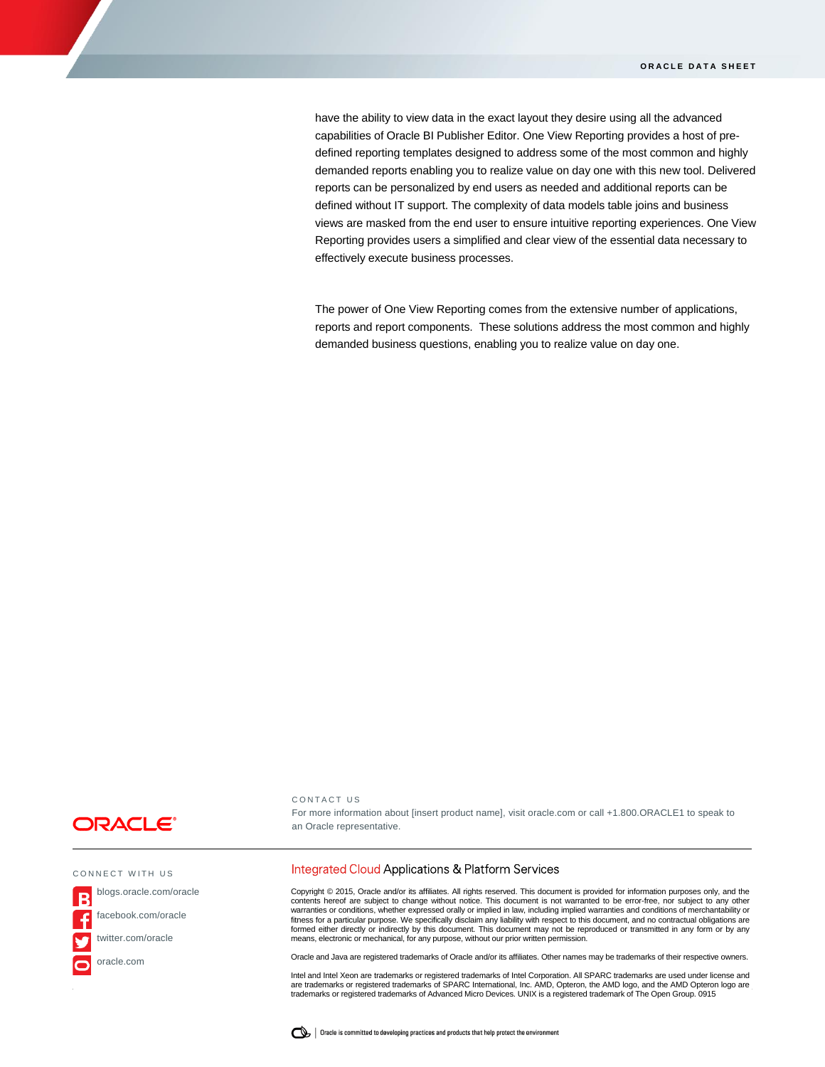have the ability to view data in the exact layout they desire using all the advanced capabilities of Oracle BI Publisher Editor. One View Reporting provides a host of pre-defined reporting templates designed to address some of the most common and highly demanded reports enabling you to realize value on day one with this new tool. Delivered reports can be personalized by end users as needed and additional reports can be defined without IT support. The complexity of data models table joins and business views are masked from the end user to ensure intuitive reporting experiences. One View Reporting provides users a simplified and clear view of the essential data necessary to effectively execute business processes.

The power of One View Reporting comes from the extensive number of applications, reports and report components. These solutions address the most common and highly demanded business questions, enabling you to realize value on day one.

CONTACT US

For more information about [insert product name], visit oracle.com or call +1.800.ORACLE1 to speak to an Oracle representative.

CONNECT WITH US

- blogs.oracle.com/oracle
- facebook.com/oracle
- twitter.com/oracle
- oracle.com

Integrated Cloud Applications & Platform Services

Copyright © 2015, Oracle and/or its affiliates. All rights reserved. This document is provided for information purposes only, and the contents hereof are subject to change without notice. This document is not warranted to be error-free, nor subject to any other warranties or conditions, whether expressed orally or implied in law, including implied warranties and conditions of merchantability or fitness for a particular purpose. We specifically disclaim any liability with respect to this document, and no contractual obligations are formed either directly or indirectly by this document. This document may not be reproduced or transmitted in any form or by any means, electronic or mechanical, for any purpose, without our prior written permission.

Oracle and Java are registered trademarks of Oracle and/or its affiliates. Other names may be trademarks of their respective owners.

Intel and Intel Xeon are trademarks or registered trademarks of Intel Corporation. All SPARC trademarks are used under license and are trademarks or registered trademarks of SPARC International, Inc. AMD, Opteron, the AMD logo, and the AMD Opteron logo are trademarks or registered trademarks of Advanced Micro Devices. UNIX is a registered trademark of The Open Group. 0915

Oracle is committed to developing practices and products that help protect the environment